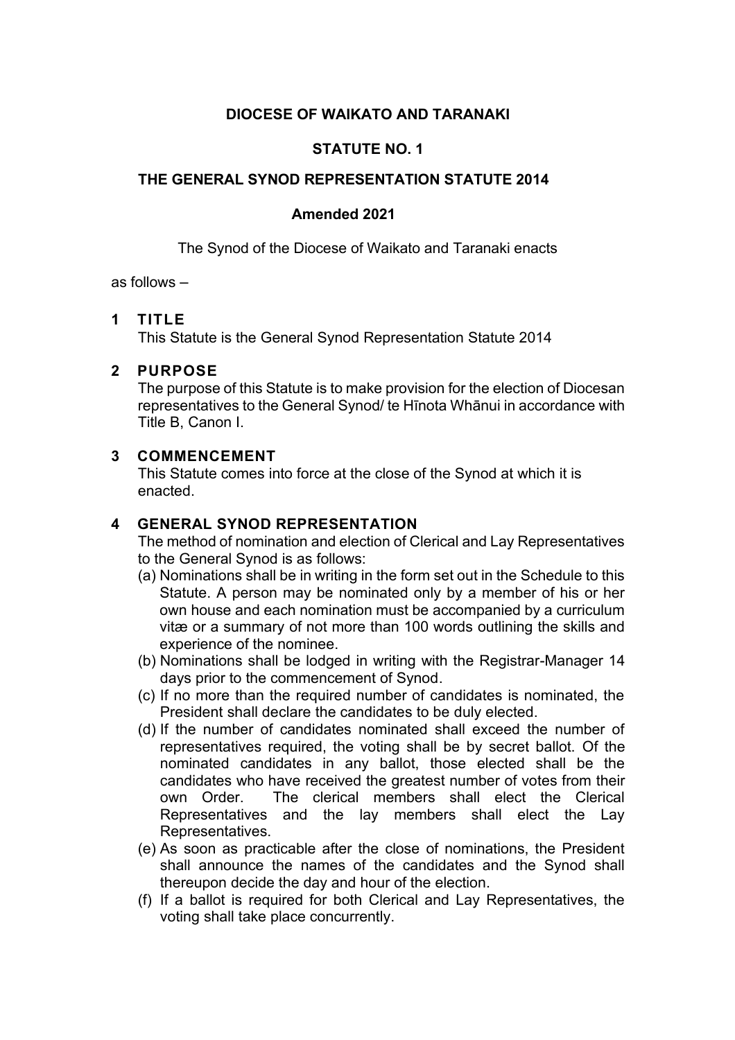# DIOCESE OF WAIKATO AND TARANAKI

## STATUTE NO. 1

## THE GENERAL SYNOD REPRESENTATION STATUTE 2014

### Amended 2021

The Synod of the Diocese of Waikato and Taranaki enacts

as follows –

### 1 TITLE

This Statute is the General Synod Representation Statute 2014

### 2 PURPOSE

The purpose of this Statute is to make provision for the election of Diocesan representatives to the General Synod/ te Hīnota Whānui in accordance with Title B, Canon I.

### 3 COMMENCEMENT

This Statute comes into force at the close of the Synod at which it is enacted.

### 4 GENERAL SYNOD REPRESENTATION

The method of nomination and election of Clerical and Lay Representatives to the General Synod is as follows:

(a) Nominations shall be in writing in the form set out in the Schedule to this Statute. A person may be nominated only by a member of his or her own house and each nomination must be accompanied by a curriculum vitæ or a summary of not more than 100 words outlining the skills and experience of the nominee.

(b) Nominations shall be lodged in writing with the Registrar-Manager 14 days prior to the commencement of Synod.

(c) If no more than the required number of candidates is nominated, the President shall declare the candidates to be duly elected.

(d) If the number of candidates nominated shall exceed the number of representatives required, the voting shall be by secret ballot. Of the nominated candidates in any ballot, those elected shall be the candidates who have received the greatest number of votes from their own Order. The clerical members shall elect the Clerical Representatives and the lay members shall elect the Lay Representatives.

(e) As soon as practicable after the close of nominations, the President shall announce the names of the candidates and the Synod shall thereupon decide the day and hour of the election.

(f) If a ballot is required for both Clerical and Lay Representatives, the voting shall take place concurrently.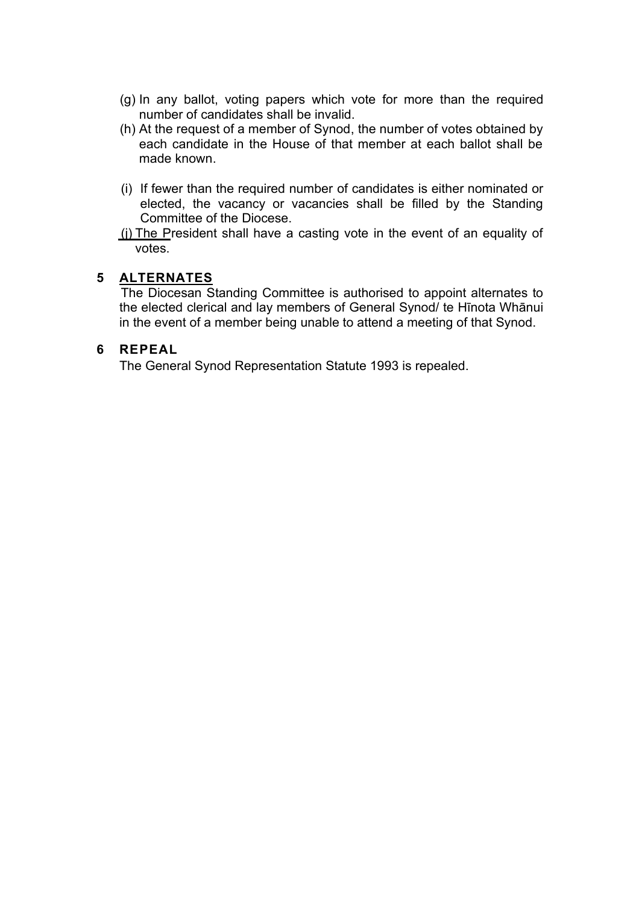(g) In any ballot, voting papers which vote for more than the required number of candidates shall be invalid.

(h) At the request of a member of Synod, the number of votes obtained by each candidate in the House of that member at each ballot shall be made known.

(i) If fewer than the required number of candidates is either nominated or elected, the vacancy or vacancies shall be filled by the Standing Committee of the Diocese.

(j) The President shall have a casting vote in the event of an equality of votes.

## 5 ALTERNATES

The Diocesan Standing Committee is authorised to appoint alternates to the elected clerical and lay members of General Synod/ te Hīnota Whānui in the event of a member being unable to attend a meeting of that Synod.

## 6 REPEAL

The General Synod Representation Statute 1993 is repealed.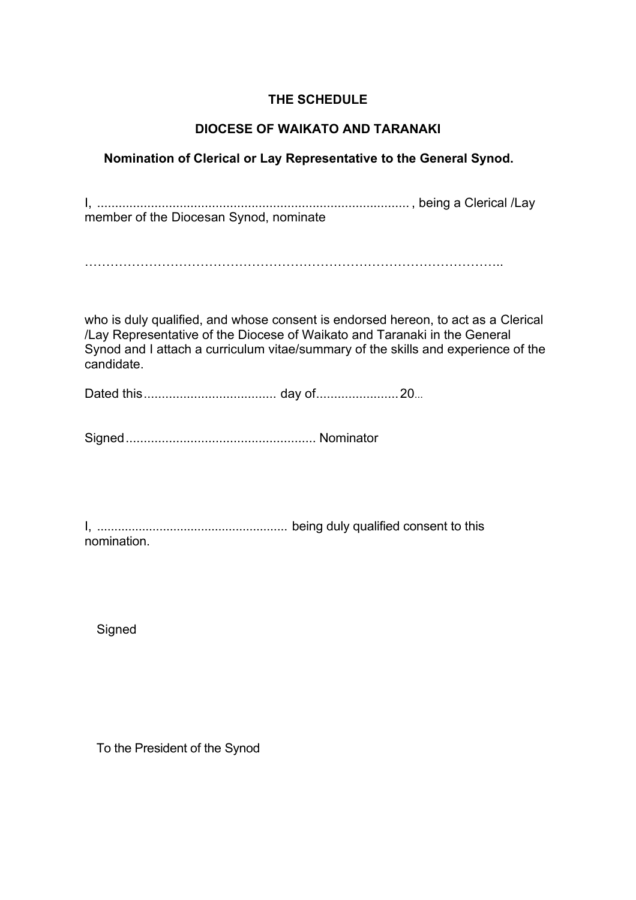**THE SCHEDULE**

**DIOCESE OF WAIKATO AND TARANAKI**

**Nomination of Clerical or Lay Representative to the General Synod.**

I, ...................................................................................... , being a Clerical /Lay member of the Diocesan Synod, nominate

………………………………………………………………………………………..

who is duly qualified, and whose consent is endorsed hereon, to act as a Clerical /Lay Representative of the Diocese of Waikato and Taranaki in the General Synod and I attach a curriculum vitae/summary of the skills and experience of the candidate.

Dated this..................................... day of....................... 20...

Signed.................................................... Nominator

I, ...................................................... being duly qualified consent to this nomination.

Signed

To the President of the Synod